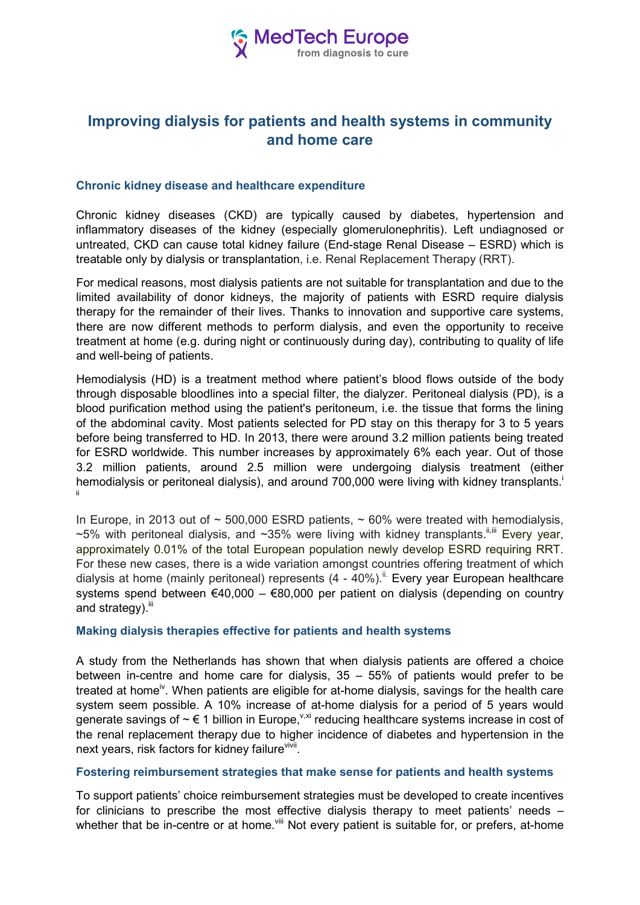# Improving dialysis for patients and health systems in community and home care

## Chronic kidney disease and healthcare expenditure

Chronic kidney diseases (CKD) are typically caused by diabetes, hypertension and inflammatory diseases of the kidney (especially glomerulonephritis). Left undiagnosed or untreated, CKD can cause total kidney failure (End-stage Renal Disease – ESRD) which is treatable only by dialysis or transplantation, i.e. Renal Replacement Therapy (RRT).

For medical reasons, most dialysis patients are not suitable for transplantation and due to the limited availability of donor kidneys, the majority of patients with ESRD require dialysis therapy for the remainder of their lives. Thanks to innovation and supportive care systems, there are now different methods to perform dialysis, and even the opportunity to receive treatment at home (e.g. during night or continuously during day), contributing to quality of life and well-being of patients.

Hemodialysis (HD) is a treatment method where patient's blood flows outside of the body through disposable bloodlines into a special filter, the dialyzer. Peritoneal dialysis (PD), is a blood purification method using the patient's peritoneum, i.e. the tissue that forms the lining of the abdominal cavity. Most patients selected for PD stay on this therapy for 3 to 5 years before being transferred to HD. In 2013, there were around 3.2 million patients being treated for ESRD worldwide. This number increases by approximately 6% each year. Out of those 3.2 million patients, around 2.5 million were undergoing dialysis treatment (either hemodialysis or peritoneal dialysis), and around 700,000 were living with kidney transplants.[i] [ii]

In Europe, in 2013 out of ~ 500,000 ESRD patients, ~ 60% were treated with hemodialysis, ~5% with peritoneal dialysis, and ~35% were living with kidney transplants.[ii,iii] Every year, approximately 0.01% of the total European population newly develop ESRD requiring RRT. For these new cases, there is a wide variation amongst countries offering treatment of which dialysis at home (mainly peritoneal) represents (4 - 40%).[ii.] Every year European healthcare systems spend between €40,000 – €80,000 per patient on dialysis (depending on country and strategy).[iii]

## Making dialysis therapies effective for patients and health systems

A study from the Netherlands has shown that when dialysis patients are offered a choice between in-centre and home care for dialysis, 35 – 55% of patients would prefer to be treated at home[iv]. When patients are eligible for at-home dialysis, savings for the health care system seem possible. A 10% increase of at-home dialysis for a period of 5 years would generate savings of ~ € 1 billion in Europe,[v,xi] reducing healthcare systems increase in cost of the renal replacement therapy due to higher incidence of diabetes and hypertension in the next years, risk factors for kidney failure[vivii].

## Fostering reimbursement strategies that make sense for patients and health systems

To support patients' choice reimbursement strategies must be developed to create incentives for clinicians to prescribe the most effective dialysis therapy to meet patients' needs – whether that be in-centre or at home.[viii] Not every patient is suitable for, or prefers, at-home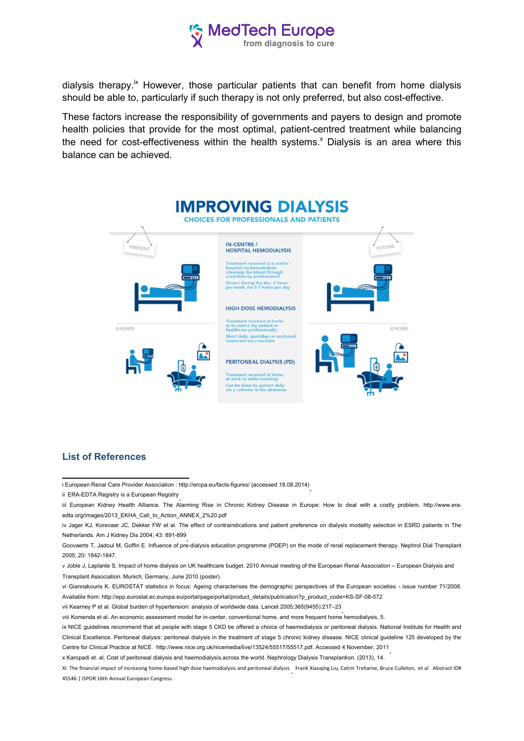dialysis therapy.[ix] However, those particular patients that can benefit from home dialysis should be able to, particularly if such therapy is not only preferred, but also cost-effective.

These factors increase the responsibility of governments and payers to design and promote health policies that provide for the most optimal, patient-centred treatment while balancing the need for cost-effectiveness within the health systems.[x] Dialysis is an area where this balance can be achieved.

IMPROVING DIALYSIS

CHOICES FOR PROFESSIONALS AND PATIENTS

PRESENT

FUTURE

@HOME

@HOME

IN-CENTRE / HOSPITAL HEMODIALYSIS

Treatment received in a centre / hospital via hemodialysis (cleaning the blood through a machine by professional)

Occurs during the day, 3 times per week, for 5-7 hours per day

HIGH DOSE HEMODIALYSIS

Treatment received at-home or in-centre (by patient or healthcare professionals)

Short daily, quotidian or nocturnal treatment via a machine

PERITONEAL DIALYSIS (PD)

Treatment received at home, at work or while traveling

Can be done by patient daily via a catheter in the abdomen

## List of References

i European Renal Care Provider Association : http://ercpa.eu/facts-figures/ (accessed 18.08.2014)

ii ERA-EDTA Registry is a European Registry

iii European Kidney Health Alliance. The Alarming Rise in Chronic Kidney Disease in Europe: How to deal with a costly problem. http://www.era-edta.org/images/2013_EKHA_Call_to_Action_ANNEX_2%20.pdf

iv Jager KJ, Korevaar JC, Dekker FW et al. The effect of contraindications and patient preference on dialysis modality selection in ESRD patients in The Netherlands. Am J Kidney Dis 2004; 43: 891-899

Goovaerts T, Jadoul M, Goffin E. Influence of pre-dialysis education programme (PDEP) on the mode of renal replacement therapy. Nephrol Dial Transplant 2005; 20: 1842-1847.

v Joble J, Laplante S. Impact of home dialysis on UK healthcare budget. 2010 Annual meeting of the European Renal Association – European Dialysis and Transplant Association. Munich, Germany, June 2010 (poster).

vi Giannakouris K. EUROSTAT statistics in focus: Ageing characterises the demographic perspectives of the European societies - issue number 71/2008. Available from: http://epp.eurostat.ec.europa.eu/portal/page/portal/product_details/publication?p_product_code=KS-SF-08-072

vii Kearney P et al. Global burden of hypertension: analysis of worldwide data. Lancet 2005;365(9455):217–23

viii Komenda et al. An economic assessment model for in-center, conventional home, and more frequent home hemodialysis, 5.

ix NICE guidelines recommend that all people with stage 5 CKD be offered a choice of haemodialysis or peritoneal dialysis. National Institute for Health and Clinical Excellence. Peritoneal dialysis: peritoneal dialysis in the treatment of stage 5 chronic kidney disease. NICE clinical guideline 125 developed by the Centre for Clinical Practice at NICE. http://www.nice.org.uk/nicemedia/live/13524/55517/55517.pdf. Accessed 4 November, 2011

x Karopadi et. al. Cost of peritoneal dialysis and haemodialysis across the world. Nephrology Dialysis Transplantion. (2013), 14.

XI The financial impact of increasing home-based high dose haemodialysis and peritoneal dialysis Frank Xiaoqing Liu, Catrin Treharne, Bruce Culleton, et al Abstract ID# 45546 | ISPOR 16th Annual European Congress.